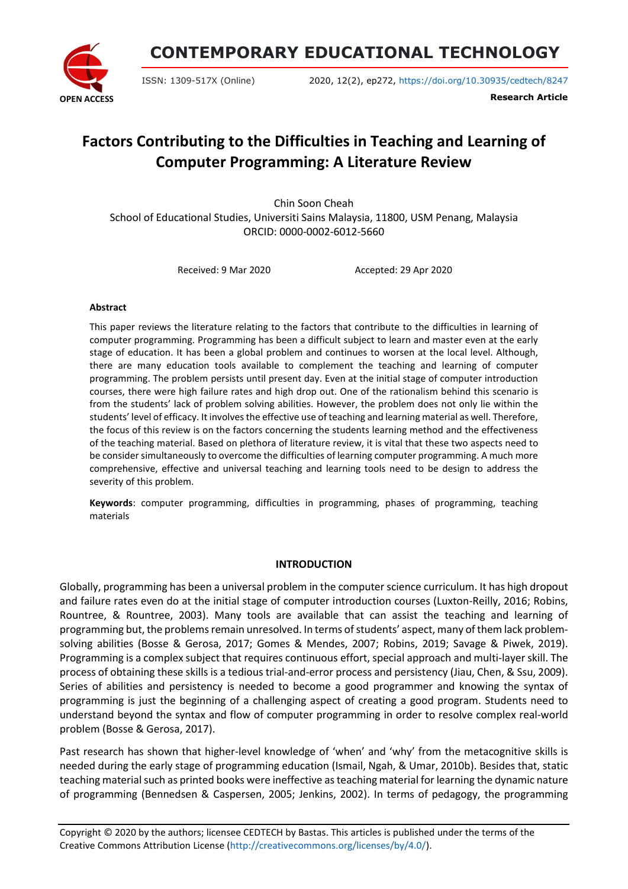# Factors Contributing to the Difficulties in Teaching and Learning of Computer Programming: A Literature Review

Chin Soon Cheah
School of Educational Studies, Universiti Sains Malaysia, 11800, USM Penang, Malaysia
ORCID: 0000-0002-6012-5660

Received: 9 Mar 2020 Accepted: 29 Apr 2020

### Abstract

This paper reviews the literature relating to the factors that contribute to the difficulties in learning of computer programming. Programming has been a difficult subject to learn and master even at the early stage of education. It has been a global problem and continues to worsen at the local level. Although, there are many education tools available to complement the teaching and learning of computer programming. The problem persists until present day. Even at the initial stage of computer introduction courses, there were high failure rates and high drop out. One of the rationalism behind this scenario is from the students' lack of problem solving abilities. However, the problem does not only lie within the students' level of efficacy. It involves the effective use of teaching and learning material as well. Therefore, the focus of this review is on the factors concerning the students learning method and the effectiveness of the teaching material. Based on plethora of literature review, it is vital that these two aspects need to be consider simultaneously to overcome the difficulties of learning computer programming. A much more comprehensive, effective and universal teaching and learning tools need to be design to address the severity of this problem.

**Keywords**: computer programming, difficulties in programming, phases of programming, teaching materials

## INTRODUCTION

Globally, programming has been a universal problem in the computer science curriculum. It has high dropout and failure rates even do at the initial stage of computer introduction courses (Luxton-Reilly, 2016; Robins, Rountree, & Rountree, 2003). Many tools are available that can assist the teaching and learning of programming but, the problems remain unresolved. In terms of students' aspect, many of them lack problem-solving abilities (Bosse & Gerosa, 2017; Gomes & Mendes, 2007; Robins, 2019; Savage & Piwek, 2019). Programming is a complex subject that requires continuous effort, special approach and multi-layer skill. The process of obtaining these skills is a tedious trial-and-error process and persistency (Jiau, Chen, & Ssu, 2009). Series of abilities and persistency is needed to become a good programmer and knowing the syntax of programming is just the beginning of a challenging aspect of creating a good program. Students need to understand beyond the syntax and flow of computer programming in order to resolve complex real-world problem (Bosse & Gerosa, 2017).

Past research has shown that higher-level knowledge of 'when' and 'why' from the metacognitive skills is needed during the early stage of programming education (Ismail, Ngah, & Umar, 2010b). Besides that, static teaching material such as printed books were ineffective as teaching material for learning the dynamic nature of programming (Bennedsen & Caspersen, 2005; Jenkins, 2002). In terms of pedagogy, the programming

Copyright © 2020 by the authors; licensee CEDTECH by Bastas. This articles is published under the terms of the Creative Commons Attribution License (http://creativecommons.org/licenses/by/4.0/).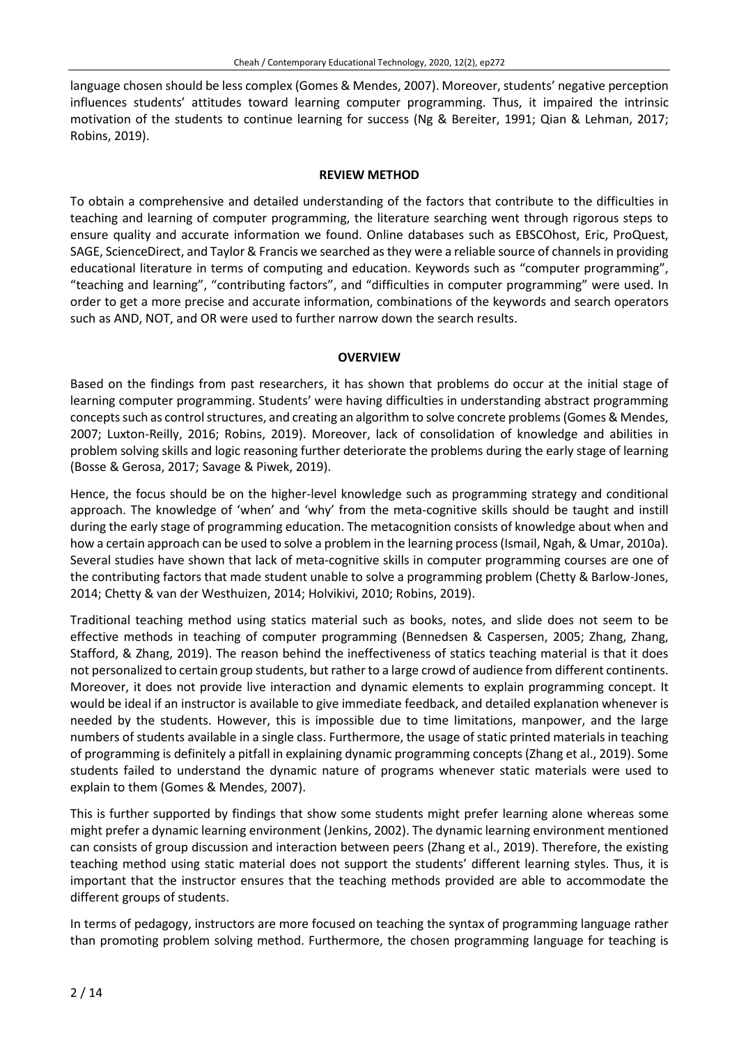language chosen should be less complex (Gomes & Mendes, 2007). Moreover, students' negative perception influences students' attitudes toward learning computer programming. Thus, it impaired the intrinsic motivation of the students to continue learning for success (Ng & Bereiter, 1991; Qian & Lehman, 2017; Robins, 2019).

## REVIEW METHOD

To obtain a comprehensive and detailed understanding of the factors that contribute to the difficulties in teaching and learning of computer programming, the literature searching went through rigorous steps to ensure quality and accurate information we found. Online databases such as EBSCOhost, Eric, ProQuest, SAGE, ScienceDirect, and Taylor & Francis we searched as they were a reliable source of channels in providing educational literature in terms of computing and education. Keywords such as "computer programming", "teaching and learning", "contributing factors", and "difficulties in computer programming" were used. In order to get a more precise and accurate information, combinations of the keywords and search operators such as AND, NOT, and OR were used to further narrow down the search results.

## OVERVIEW

Based on the findings from past researchers, it has shown that problems do occur at the initial stage of learning computer programming. Students' were having difficulties in understanding abstract programming concepts such as control structures, and creating an algorithm to solve concrete problems (Gomes & Mendes, 2007; Luxton-Reilly, 2016; Robins, 2019). Moreover, lack of consolidation of knowledge and abilities in problem solving skills and logic reasoning further deteriorate the problems during the early stage of learning (Bosse & Gerosa, 2017; Savage & Piwek, 2019).

Hence, the focus should be on the higher-level knowledge such as programming strategy and conditional approach. The knowledge of 'when' and 'why' from the meta-cognitive skills should be taught and instill during the early stage of programming education. The metacognition consists of knowledge about when and how a certain approach can be used to solve a problem in the learning process (Ismail, Ngah, & Umar, 2010a). Several studies have shown that lack of meta-cognitive skills in computer programming courses are one of the contributing factors that made student unable to solve a programming problem (Chetty & Barlow-Jones, 2014; Chetty & van der Westhuizen, 2014; Holvikivi, 2010; Robins, 2019).

Traditional teaching method using statics material such as books, notes, and slide does not seem to be effective methods in teaching of computer programming (Bennedsen & Caspersen, 2005; Zhang, Zhang, Stafford, & Zhang, 2019). The reason behind the ineffectiveness of statics teaching material is that it does not personalized to certain group students, but rather to a large crowd of audience from different continents. Moreover, it does not provide live interaction and dynamic elements to explain programming concept. It would be ideal if an instructor is available to give immediate feedback, and detailed explanation whenever is needed by the students. However, this is impossible due to time limitations, manpower, and the large numbers of students available in a single class. Furthermore, the usage of static printed materials in teaching of programming is definitely a pitfall in explaining dynamic programming concepts (Zhang et al., 2019). Some students failed to understand the dynamic nature of programs whenever static materials were used to explain to them (Gomes & Mendes, 2007).

This is further supported by findings that show some students might prefer learning alone whereas some might prefer a dynamic learning environment (Jenkins, 2002). The dynamic learning environment mentioned can consists of group discussion and interaction between peers (Zhang et al., 2019). Therefore, the existing teaching method using static material does not support the students' different learning styles. Thus, it is important that the instructor ensures that the teaching methods provided are able to accommodate the different groups of students.

In terms of pedagogy, instructors are more focused on teaching the syntax of programming language rather than promoting problem solving method. Furthermore, the chosen programming language for teaching is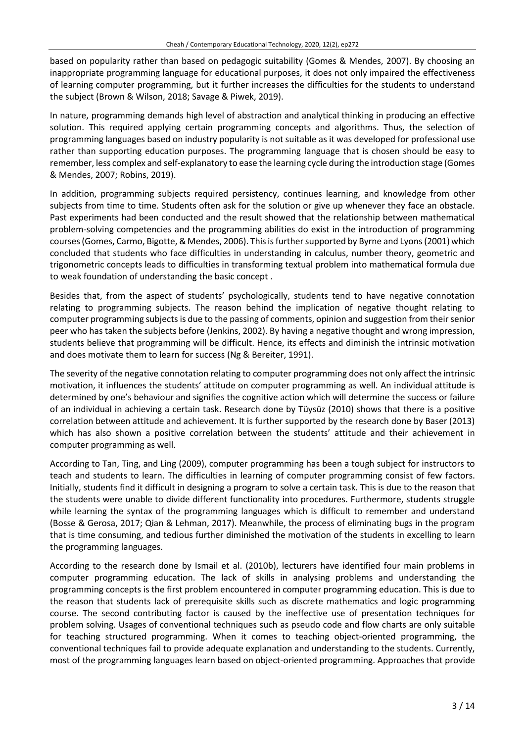based on popularity rather than based on pedagogic suitability (Gomes & Mendes, 2007). By choosing an inappropriate programming language for educational purposes, it does not only impaired the effectiveness of learning computer programming, but it further increases the difficulties for the students to understand the subject (Brown & Wilson, 2018; Savage & Piwek, 2019).

In nature, programming demands high level of abstraction and analytical thinking in producing an effective solution. This required applying certain programming concepts and algorithms. Thus, the selection of programming languages based on industry popularity is not suitable as it was developed for professional use rather than supporting education purposes. The programming language that is chosen should be easy to remember, less complex and self-explanatory to ease the learning cycle during the introduction stage (Gomes & Mendes, 2007; Robins, 2019).

In addition, programming subjects required persistency, continues learning, and knowledge from other subjects from time to time. Students often ask for the solution or give up whenever they face an obstacle. Past experiments had been conducted and the result showed that the relationship between mathematical problem-solving competencies and the programming abilities do exist in the introduction of programming courses (Gomes, Carmo, Bigotte, & Mendes, 2006). This is further supported by Byrne and Lyons (2001) which concluded that students who face difficulties in understanding in calculus, number theory, geometric and trigonometric concepts leads to difficulties in transforming textual problem into mathematical formula due to weak foundation of understanding the basic concept .

Besides that, from the aspect of students' psychologically, students tend to have negative connotation relating to programming subjects. The reason behind the implication of negative thought relating to computer programming subjects is due to the passing of comments, opinion and suggestion from their senior peer who has taken the subjects before (Jenkins, 2002). By having a negative thought and wrong impression, students believe that programming will be difficult. Hence, its effects and diminish the intrinsic motivation and does motivate them to learn for success (Ng & Bereiter, 1991).

The severity of the negative connotation relating to computer programming does not only affect the intrinsic motivation, it influences the students' attitude on computer programming as well. An individual attitude is determined by one's behaviour and signifies the cognitive action which will determine the success or failure of an individual in achieving a certain task. Research done by Tüysüz (2010) shows that there is a positive correlation between attitude and achievement. It is further supported by the research done by Baser (2013) which has also shown a positive correlation between the students' attitude and their achievement in computer programming as well.

According to Tan, Ting, and Ling (2009), computer programming has been a tough subject for instructors to teach and students to learn. The difficulties in learning of computer programming consist of few factors. Initially, students find it difficult in designing a program to solve a certain task. This is due to the reason that the students were unable to divide different functionality into procedures. Furthermore, students struggle while learning the syntax of the programming languages which is difficult to remember and understand (Bosse & Gerosa, 2017; Qian & Lehman, 2017). Meanwhile, the process of eliminating bugs in the program that is time consuming, and tedious further diminished the motivation of the students in excelling to learn the programming languages.

According to the research done by Ismail et al. (2010b), lecturers have identified four main problems in computer programming education. The lack of skills in analysing problems and understanding the programming concepts is the first problem encountered in computer programming education. This is due to the reason that students lack of prerequisite skills such as discrete mathematics and logic programming course. The second contributing factor is caused by the ineffective use of presentation techniques for problem solving. Usages of conventional techniques such as pseudo code and flow charts are only suitable for teaching structured programming. When it comes to teaching object-oriented programming, the conventional techniques fail to provide adequate explanation and understanding to the students. Currently, most of the programming languages learn based on object-oriented programming. Approaches that provide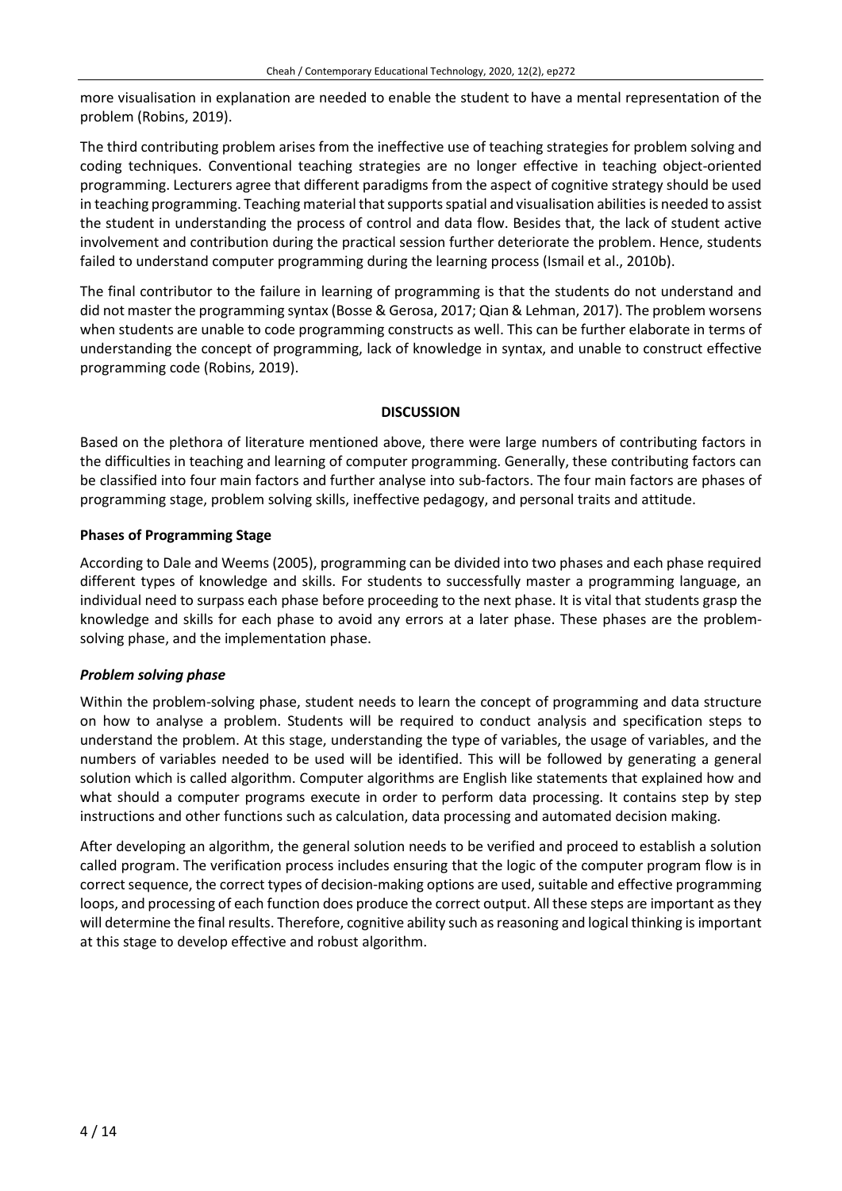more visualisation in explanation are needed to enable the student to have a mental representation of the problem (Robins, 2019).

The third contributing problem arises from the ineffective use of teaching strategies for problem solving and coding techniques. Conventional teaching strategies are no longer effective in teaching object-oriented programming. Lecturers agree that different paradigms from the aspect of cognitive strategy should be used in teaching programming. Teaching material that supports spatial and visualisation abilities is needed to assist the student in understanding the process of control and data flow. Besides that, the lack of student active involvement and contribution during the practical session further deteriorate the problem. Hence, students failed to understand computer programming during the learning process (Ismail et al., 2010b).

The final contributor to the failure in learning of programming is that the students do not understand and did not master the programming syntax (Bosse & Gerosa, 2017; Qian & Lehman, 2017). The problem worsens when students are unable to code programming constructs as well. This can be further elaborate in terms of understanding the concept of programming, lack of knowledge in syntax, and unable to construct effective programming code (Robins, 2019).

## DISCUSSION

Based on the plethora of literature mentioned above, there were large numbers of contributing factors in the difficulties in teaching and learning of computer programming. Generally, these contributing factors can be classified into four main factors and further analyse into sub-factors. The four main factors are phases of programming stage, problem solving skills, ineffective pedagogy, and personal traits and attitude.

### Phases of Programming Stage

According to Dale and Weems (2005), programming can be divided into two phases and each phase required different types of knowledge and skills. For students to successfully master a programming language, an individual need to surpass each phase before proceeding to the next phase. It is vital that students grasp the knowledge and skills for each phase to avoid any errors at a later phase. These phases are the problem-solving phase, and the implementation phase.

#### *Problem solving phase*

Within the problem-solving phase, student needs to learn the concept of programming and data structure on how to analyse a problem. Students will be required to conduct analysis and specification steps to understand the problem. At this stage, understanding the type of variables, the usage of variables, and the numbers of variables needed to be used will be identified. This will be followed by generating a general solution which is called algorithm. Computer algorithms are English like statements that explained how and what should a computer programs execute in order to perform data processing. It contains step by step instructions and other functions such as calculation, data processing and automated decision making.

After developing an algorithm, the general solution needs to be verified and proceed to establish a solution called program. The verification process includes ensuring that the logic of the computer program flow is in correct sequence, the correct types of decision-making options are used, suitable and effective programming loops, and processing of each function does produce the correct output. All these steps are important as they will determine the final results. Therefore, cognitive ability such as reasoning and logical thinking is important at this stage to develop effective and robust algorithm.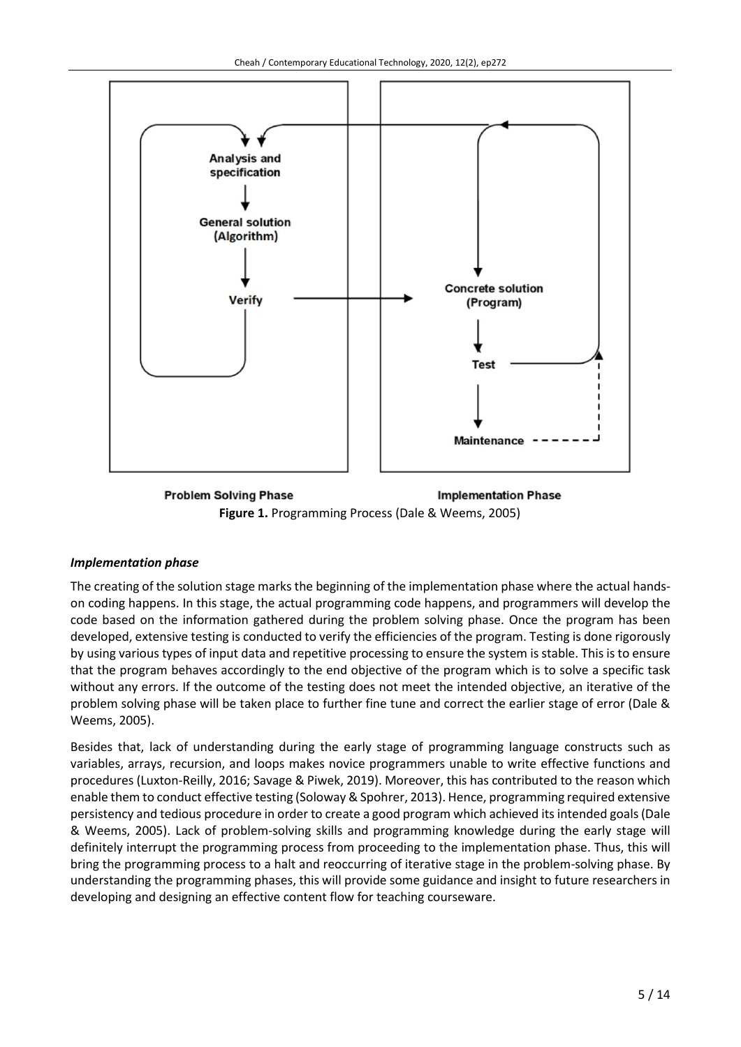Problem Solving Phase

Implementation Phase

**Figure 1.** Programming Process (Dale & Weems, 2005)

### *Implementation phase*

The creating of the solution stage marks the beginning of the implementation phase where the actual hands-on coding happens. In this stage, the actual programming code happens, and programmers will develop the code based on the information gathered during the problem solving phase. Once the program has been developed, extensive testing is conducted to verify the efficiencies of the program. Testing is done rigorously by using various types of input data and repetitive processing to ensure the system is stable. This is to ensure that the program behaves accordingly to the end objective of the program which is to solve a specific task without any errors. If the outcome of the testing does not meet the intended objective, an iterative of the problem solving phase will be taken place to further fine tune and correct the earlier stage of error (Dale & Weems, 2005).

Besides that, lack of understanding during the early stage of programming language constructs such as variables, arrays, recursion, and loops makes novice programmers unable to write effective functions and procedures (Luxton-Reilly, 2016; Savage & Piwek, 2019). Moreover, this has contributed to the reason which enable them to conduct effective testing (Soloway & Spohrer, 2013). Hence, programming required extensive persistency and tedious procedure in order to create a good program which achieved its intended goals (Dale & Weems, 2005). Lack of problem-solving skills and programming knowledge during the early stage will definitely interrupt the programming process from proceeding to the implementation phase. Thus, this will bring the programming process to a halt and reoccurring of iterative stage in the problem-solving phase. By understanding the programming phases, this will provide some guidance and insight to future researchers in developing and designing an effective content flow for teaching courseware.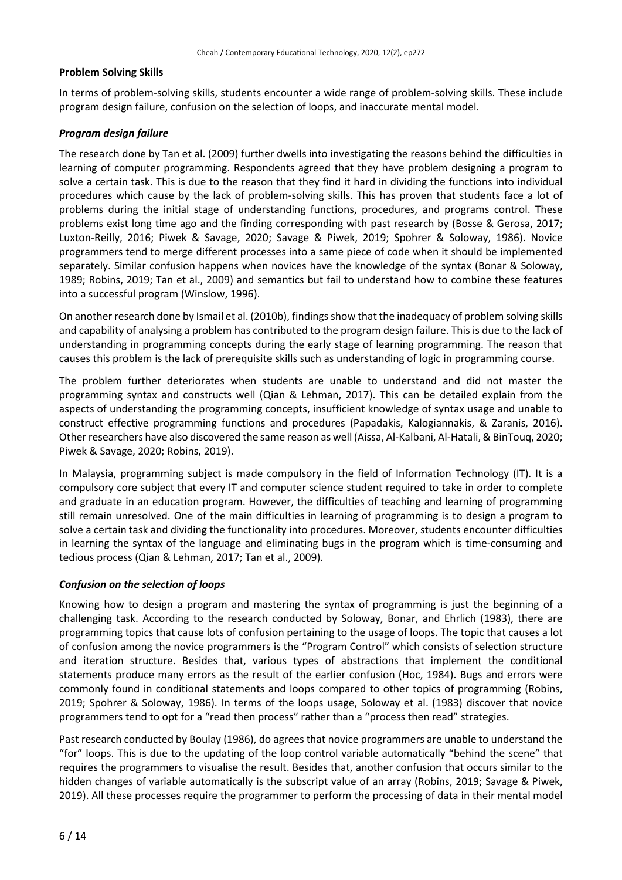### Problem Solving Skills

In terms of problem-solving skills, students encounter a wide range of problem-solving skills. These include program design failure, confusion on the selection of loops, and inaccurate mental model.

#### *Program design failure*

The research done by Tan et al. (2009) further dwells into investigating the reasons behind the difficulties in learning of computer programming. Respondents agreed that they have problem designing a program to solve a certain task. This is due to the reason that they find it hard in dividing the functions into individual procedures which cause by the lack of problem-solving skills. This has proven that students face a lot of problems during the initial stage of understanding functions, procedures, and programs control. These problems exist long time ago and the finding corresponding with past research by (Bosse & Gerosa, 2017; Luxton-Reilly, 2016; Piwek & Savage, 2020; Savage & Piwek, 2019; Spohrer & Soloway, 1986). Novice programmers tend to merge different processes into a same piece of code when it should be implemented separately. Similar confusion happens when novices have the knowledge of the syntax (Bonar & Soloway, 1989; Robins, 2019; Tan et al., 2009) and semantics but fail to understand how to combine these features into a successful program (Winslow, 1996).

On another research done by Ismail et al. (2010b), findings show that the inadequacy of problem solving skills and capability of analysing a problem has contributed to the program design failure. This is due to the lack of understanding in programming concepts during the early stage of learning programming. The reason that causes this problem is the lack of prerequisite skills such as understanding of logic in programming course.

The problem further deteriorates when students are unable to understand and did not master the programming syntax and constructs well (Qian & Lehman, 2017). This can be detailed explain from the aspects of understanding the programming concepts, insufficient knowledge of syntax usage and unable to construct effective programming functions and procedures (Papadakis, Kalogiannakis, & Zaranis, 2016). Other researchers have also discovered the same reason as well (Aissa, Al-Kalbani, Al-Hatali, & BinTouq, 2020; Piwek & Savage, 2020; Robins, 2019).

In Malaysia, programming subject is made compulsory in the field of Information Technology (IT). It is a compulsory core subject that every IT and computer science student required to take in order to complete and graduate in an education program. However, the difficulties of teaching and learning of programming still remain unresolved. One of the main difficulties in learning of programming is to design a program to solve a certain task and dividing the functionality into procedures. Moreover, students encounter difficulties in learning the syntax of the language and eliminating bugs in the program which is time-consuming and tedious process (Qian & Lehman, 2017; Tan et al., 2009).

#### *Confusion on the selection of loops*

Knowing how to design a program and mastering the syntax of programming is just the beginning of a challenging task. According to the research conducted by Soloway, Bonar, and Ehrlich (1983), there are programming topics that cause lots of confusion pertaining to the usage of loops. The topic that causes a lot of confusion among the novice programmers is the "Program Control" which consists of selection structure and iteration structure. Besides that, various types of abstractions that implement the conditional statements produce many errors as the result of the earlier confusion (Hoc, 1984). Bugs and errors were commonly found in conditional statements and loops compared to other topics of programming (Robins, 2019; Spohrer & Soloway, 1986). In terms of the loops usage, Soloway et al. (1983) discover that novice programmers tend to opt for a "read then process" rather than a "process then read" strategies.

Past research conducted by Boulay (1986), do agrees that novice programmers are unable to understand the "for" loops. This is due to the updating of the loop control variable automatically "behind the scene" that requires the programmers to visualise the result. Besides that, another confusion that occurs similar to the hidden changes of variable automatically is the subscript value of an array (Robins, 2019; Savage & Piwek, 2019). All these processes require the programmer to perform the processing of data in their mental model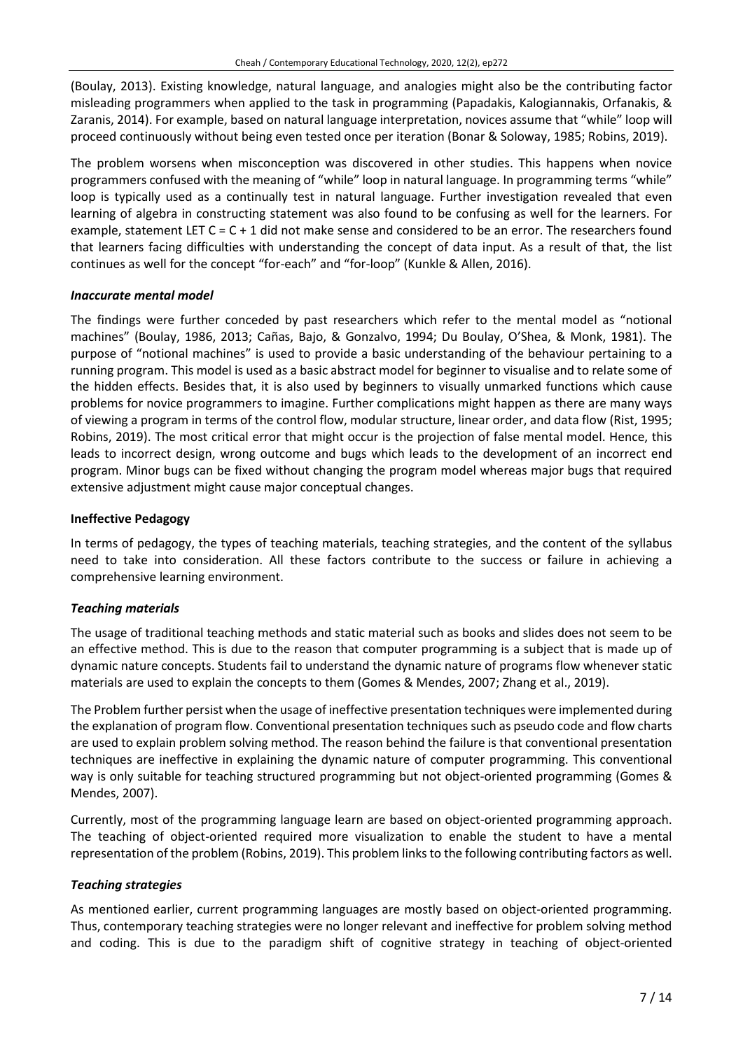(Boulay, 2013). Existing knowledge, natural language, and analogies might also be the contributing factor misleading programmers when applied to the task in programming (Papadakis, Kalogiannakis, Orfanakis, & Zaranis, 2014). For example, based on natural language interpretation, novices assume that "while" loop will proceed continuously without being even tested once per iteration (Bonar & Soloway, 1985; Robins, 2019).

The problem worsens when misconception was discovered in other studies. This happens when novice programmers confused with the meaning of "while" loop in natural language. In programming terms "while" loop is typically used as a continually test in natural language. Further investigation revealed that even learning of algebra in constructing statement was also found to be confusing as well for the learners. For example, statement LET C = C + 1 did not make sense and considered to be an error. The researchers found that learners facing difficulties with understanding the concept of data input. As a result of that, the list continues as well for the concept "for-each" and "for-loop" (Kunkle & Allen, 2016).

### *Inaccurate mental model*

The findings were further conceded by past researchers which refer to the mental model as "notional machines" (Boulay, 1986, 2013; Cañas, Bajo, & Gonzalvo, 1994; Du Boulay, O'Shea, & Monk, 1981). The purpose of "notional machines" is used to provide a basic understanding of the behaviour pertaining to a running program. This model is used as a basic abstract model for beginner to visualise and to relate some of the hidden effects. Besides that, it is also used by beginners to visually unmarked functions which cause problems for novice programmers to imagine. Further complications might happen as there are many ways of viewing a program in terms of the control flow, modular structure, linear order, and data flow (Rist, 1995; Robins, 2019). The most critical error that might occur is the projection of false mental model. Hence, this leads to incorrect design, wrong outcome and bugs which leads to the development of an incorrect end program. Minor bugs can be fixed without changing the program model whereas major bugs that required extensive adjustment might cause major conceptual changes.

## **Ineffective Pedagogy**

In terms of pedagogy, the types of teaching materials, teaching strategies, and the content of the syllabus need to take into consideration. All these factors contribute to the success or failure in achieving a comprehensive learning environment.

### *Teaching materials*

The usage of traditional teaching methods and static material such as books and slides does not seem to be an effective method. This is due to the reason that computer programming is a subject that is made up of dynamic nature concepts. Students fail to understand the dynamic nature of programs flow whenever static materials are used to explain the concepts to them (Gomes & Mendes, 2007; Zhang et al., 2019).

The Problem further persist when the usage of ineffective presentation techniques were implemented during the explanation of program flow. Conventional presentation techniques such as pseudo code and flow charts are used to explain problem solving method. The reason behind the failure is that conventional presentation techniques are ineffective in explaining the dynamic nature of computer programming. This conventional way is only suitable for teaching structured programming but not object-oriented programming (Gomes & Mendes, 2007).

Currently, most of the programming language learn are based on object-oriented programming approach. The teaching of object-oriented required more visualization to enable the student to have a mental representation of the problem (Robins, 2019). This problem links to the following contributing factors as well.

### *Teaching strategies*

As mentioned earlier, current programming languages are mostly based on object-oriented programming. Thus, contemporary teaching strategies were no longer relevant and ineffective for problem solving method and coding. This is due to the paradigm shift of cognitive strategy in teaching of object-oriented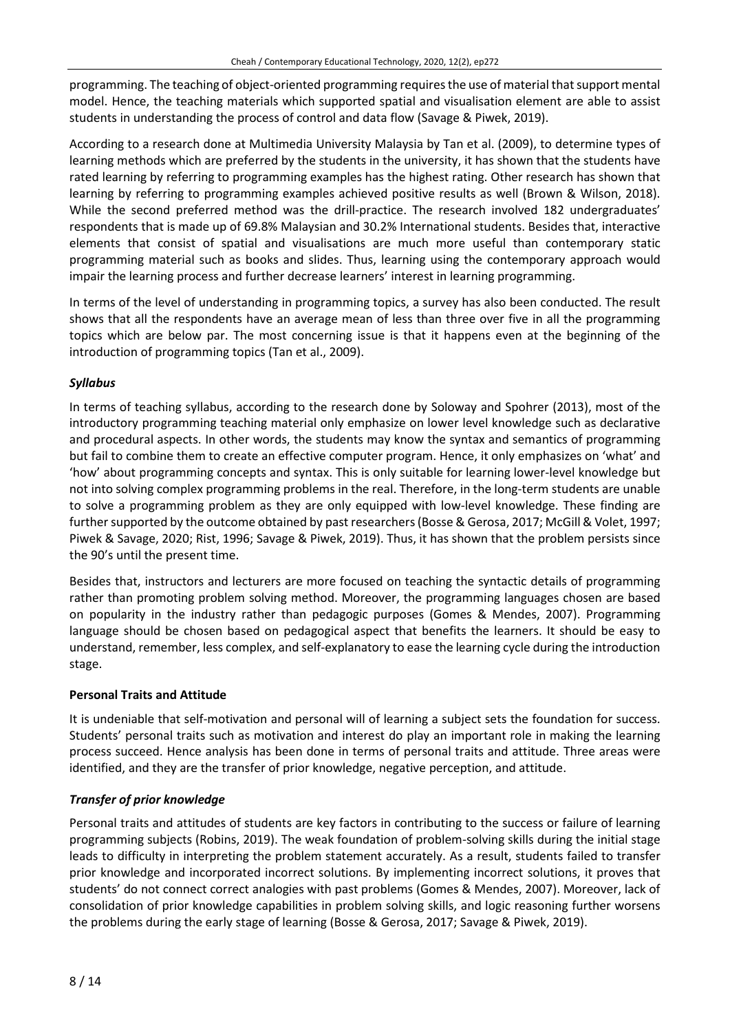programming. The teaching of object-oriented programming requires the use of material that support mental model. Hence, the teaching materials which supported spatial and visualisation element are able to assist students in understanding the process of control and data flow (Savage & Piwek, 2019).

According to a research done at Multimedia University Malaysia by Tan et al. (2009), to determine types of learning methods which are preferred by the students in the university, it has shown that the students have rated learning by referring to programming examples has the highest rating. Other research has shown that learning by referring to programming examples achieved positive results as well (Brown & Wilson, 2018). While the second preferred method was the drill-practice. The research involved 182 undergraduates' respondents that is made up of 69.8% Malaysian and 30.2% International students. Besides that, interactive elements that consist of spatial and visualisations are much more useful than contemporary static programming material such as books and slides. Thus, learning using the contemporary approach would impair the learning process and further decrease learners' interest in learning programming.

In terms of the level of understanding in programming topics, a survey has also been conducted. The result shows that all the respondents have an average mean of less than three over five in all the programming topics which are below par. The most concerning issue is that it happens even at the beginning of the introduction of programming topics (Tan et al., 2009).

### *Syllabus*

In terms of teaching syllabus, according to the research done by Soloway and Spohrer (2013), most of the introductory programming teaching material only emphasize on lower level knowledge such as declarative and procedural aspects. In other words, the students may know the syntax and semantics of programming but fail to combine them to create an effective computer program. Hence, it only emphasizes on 'what' and 'how' about programming concepts and syntax. This is only suitable for learning lower-level knowledge but not into solving complex programming problems in the real. Therefore, in the long-term students are unable to solve a programming problem as they are only equipped with low-level knowledge. These finding are further supported by the outcome obtained by past researchers (Bosse & Gerosa, 2017; McGill & Volet, 1997; Piwek & Savage, 2020; Rist, 1996; Savage & Piwek, 2019). Thus, it has shown that the problem persists since the 90's until the present time.

Besides that, instructors and lecturers are more focused on teaching the syntactic details of programming rather than promoting problem solving method. Moreover, the programming languages chosen are based on popularity in the industry rather than pedagogic purposes (Gomes & Mendes, 2007). Programming language should be chosen based on pedagogical aspect that benefits the learners. It should be easy to understand, remember, less complex, and self-explanatory to ease the learning cycle during the introduction stage.

## Personal Traits and Attitude

It is undeniable that self-motivation and personal will of learning a subject sets the foundation for success. Students' personal traits such as motivation and interest do play an important role in making the learning process succeed. Hence analysis has been done in terms of personal traits and attitude. Three areas were identified, and they are the transfer of prior knowledge, negative perception, and attitude.

### *Transfer of prior knowledge*

Personal traits and attitudes of students are key factors in contributing to the success or failure of learning programming subjects (Robins, 2019). The weak foundation of problem-solving skills during the initial stage leads to difficulty in interpreting the problem statement accurately. As a result, students failed to transfer prior knowledge and incorporated incorrect solutions. By implementing incorrect solutions, it proves that students' do not connect correct analogies with past problems (Gomes & Mendes, 2007). Moreover, lack of consolidation of prior knowledge capabilities in problem solving skills, and logic reasoning further worsens the problems during the early stage of learning (Bosse & Gerosa, 2017; Savage & Piwek, 2019).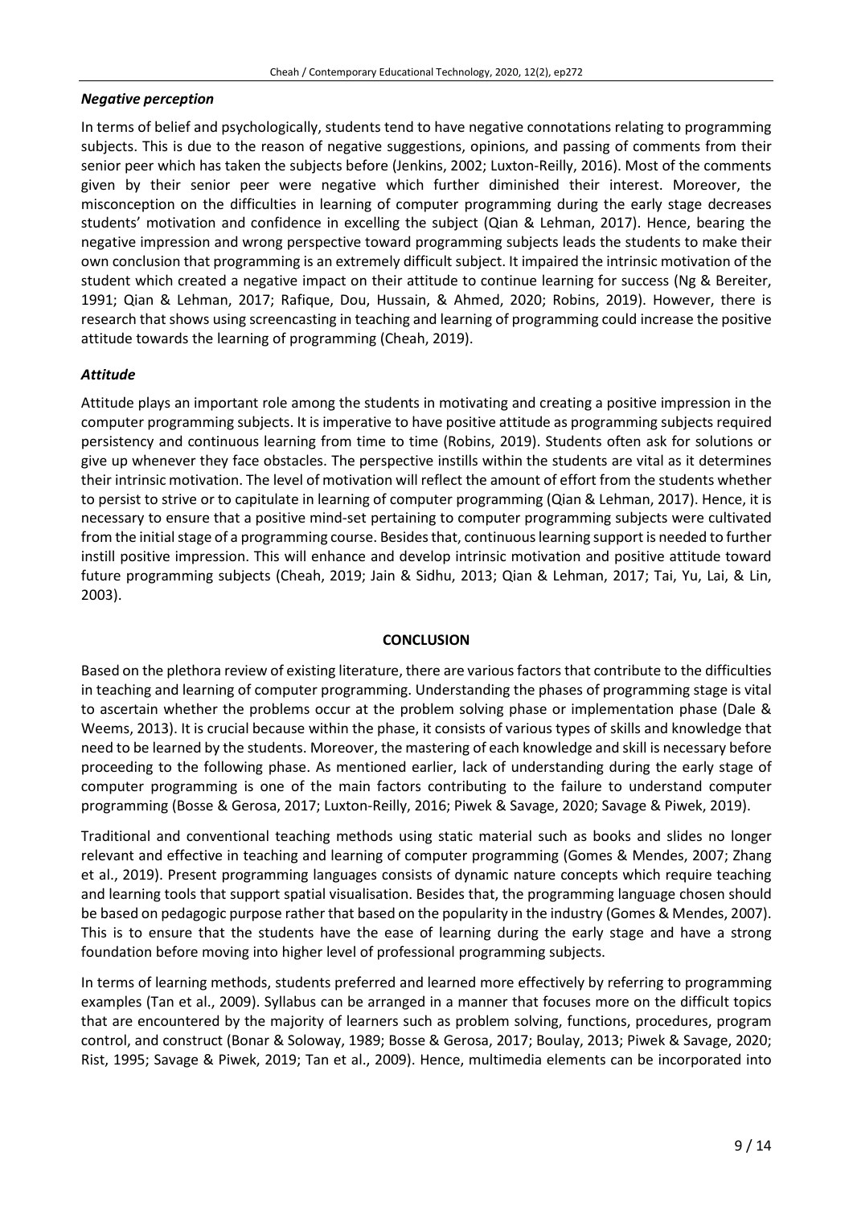### *Negative perception*

In terms of belief and psychologically, students tend to have negative connotations relating to programming subjects. This is due to the reason of negative suggestions, opinions, and passing of comments from their senior peer which has taken the subjects before (Jenkins, 2002; Luxton-Reilly, 2016). Most of the comments given by their senior peer were negative which further diminished their interest. Moreover, the misconception on the difficulties in learning of computer programming during the early stage decreases students' motivation and confidence in excelling the subject (Qian & Lehman, 2017). Hence, bearing the negative impression and wrong perspective toward programming subjects leads the students to make their own conclusion that programming is an extremely difficult subject. It impaired the intrinsic motivation of the student which created a negative impact on their attitude to continue learning for success (Ng & Bereiter, 1991; Qian & Lehman, 2017; Rafique, Dou, Hussain, & Ahmed, 2020; Robins, 2019). However, there is research that shows using screencasting in teaching and learning of programming could increase the positive attitude towards the learning of programming (Cheah, 2019).

### *Attitude*

Attitude plays an important role among the students in motivating and creating a positive impression in the computer programming subjects. It is imperative to have positive attitude as programming subjects required persistency and continuous learning from time to time (Robins, 2019). Students often ask for solutions or give up whenever they face obstacles. The perspective instills within the students are vital as it determines their intrinsic motivation. The level of motivation will reflect the amount of effort from the students whether to persist to strive or to capitulate in learning of computer programming (Qian & Lehman, 2017). Hence, it is necessary to ensure that a positive mind-set pertaining to computer programming subjects were cultivated from the initial stage of a programming course. Besides that, continuous learning support is needed to further instill positive impression. This will enhance and develop intrinsic motivation and positive attitude toward future programming subjects (Cheah, 2019; Jain & Sidhu, 2013; Qian & Lehman, 2017; Tai, Yu, Lai, & Lin, 2003).

## CONCLUSION

Based on the plethora review of existing literature, there are various factors that contribute to the difficulties in teaching and learning of computer programming. Understanding the phases of programming stage is vital to ascertain whether the problems occur at the problem solving phase or implementation phase (Dale & Weems, 2013). It is crucial because within the phase, it consists of various types of skills and knowledge that need to be learned by the students. Moreover, the mastering of each knowledge and skill is necessary before proceeding to the following phase. As mentioned earlier, lack of understanding during the early stage of computer programming is one of the main factors contributing to the failure to understand computer programming (Bosse & Gerosa, 2017; Luxton-Reilly, 2016; Piwek & Savage, 2020; Savage & Piwek, 2019).

Traditional and conventional teaching methods using static material such as books and slides no longer relevant and effective in teaching and learning of computer programming (Gomes & Mendes, 2007; Zhang et al., 2019). Present programming languages consists of dynamic nature concepts which require teaching and learning tools that support spatial visualisation. Besides that, the programming language chosen should be based on pedagogic purpose rather that based on the popularity in the industry (Gomes & Mendes, 2007). This is to ensure that the students have the ease of learning during the early stage and have a strong foundation before moving into higher level of professional programming subjects.

In terms of learning methods, students preferred and learned more effectively by referring to programming examples (Tan et al., 2009). Syllabus can be arranged in a manner that focuses more on the difficult topics that are encountered by the majority of learners such as problem solving, functions, procedures, program control, and construct (Bonar & Soloway, 1989; Bosse & Gerosa, 2017; Boulay, 2013; Piwek & Savage, 2020; Rist, 1995; Savage & Piwek, 2019; Tan et al., 2009). Hence, multimedia elements can be incorporated into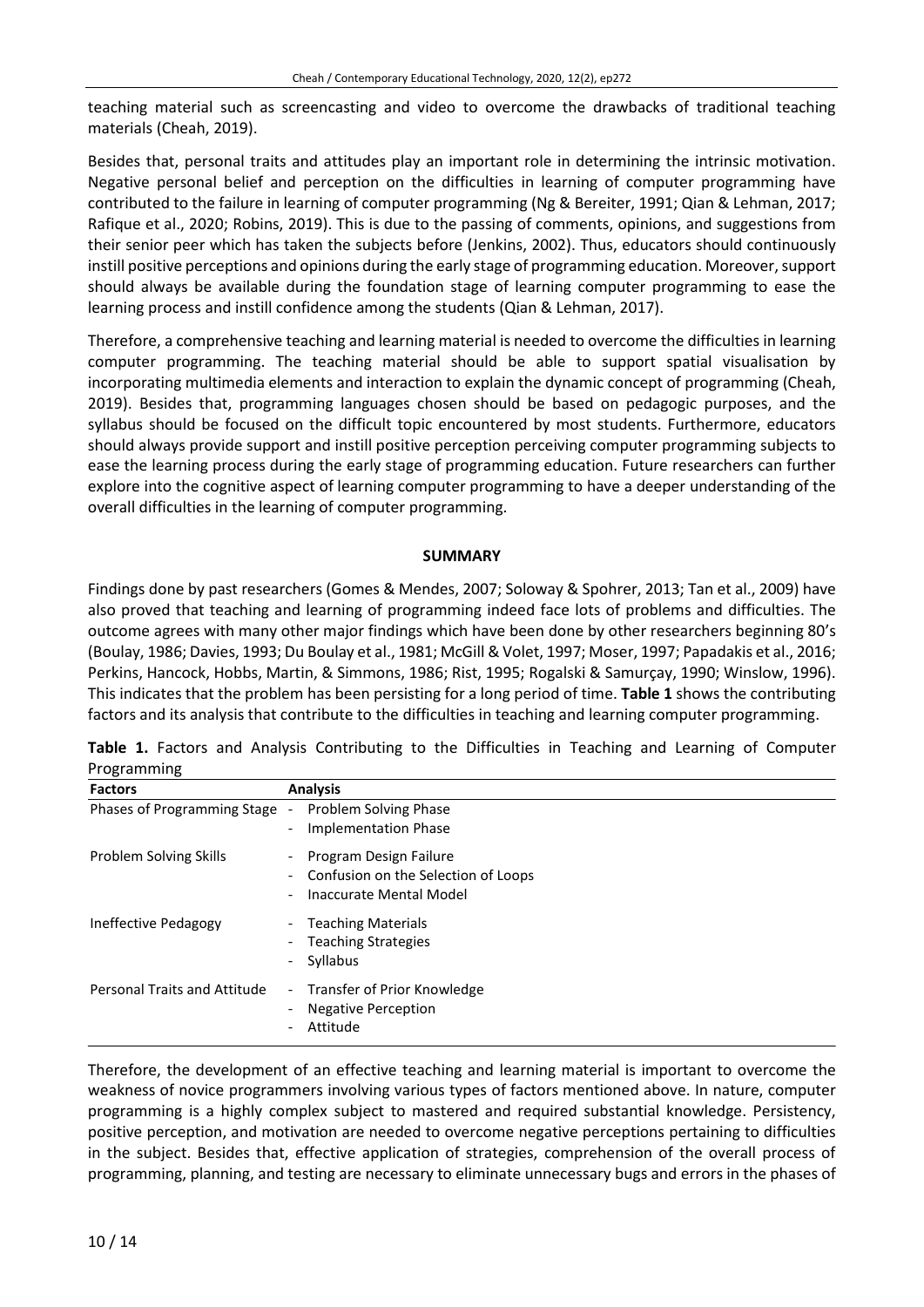teaching material such as screencasting and video to overcome the drawbacks of traditional teaching materials (Cheah, 2019).

Besides that, personal traits and attitudes play an important role in determining the intrinsic motivation. Negative personal belief and perception on the difficulties in learning of computer programming have contributed to the failure in learning of computer programming (Ng & Bereiter, 1991; Qian & Lehman, 2017; Rafique et al., 2020; Robins, 2019). This is due to the passing of comments, opinions, and suggestions from their senior peer which has taken the subjects before (Jenkins, 2002). Thus, educators should continuously instill positive perceptions and opinions during the early stage of programming education. Moreover, support should always be available during the foundation stage of learning computer programming to ease the learning process and instill confidence among the students (Qian & Lehman, 2017).

Therefore, a comprehensive teaching and learning material is needed to overcome the difficulties in learning computer programming. The teaching material should be able to support spatial visualisation by incorporating multimedia elements and interaction to explain the dynamic concept of programming (Cheah, 2019). Besides that, programming languages chosen should be based on pedagogic purposes, and the syllabus should be focused on the difficult topic encountered by most students. Furthermore, educators should always provide support and instill positive perception perceiving computer programming subjects to ease the learning process during the early stage of programming education. Future researchers can further explore into the cognitive aspect of learning computer programming to have a deeper understanding of the overall difficulties in the learning of computer programming.

## SUMMARY

Findings done by past researchers (Gomes & Mendes, 2007; Soloway & Spohrer, 2013; Tan et al., 2009) have also proved that teaching and learning of programming indeed face lots of problems and difficulties. The outcome agrees with many other major findings which have been done by other researchers beginning 80's (Boulay, 1986; Davies, 1993; Du Boulay et al., 1981; McGill & Volet, 1997; Moser, 1997; Papadakis et al., 2016; Perkins, Hancock, Hobbs, Martin, & Simmons, 1986; Rist, 1995; Rogalski & Samurçay, 1990; Winslow, 1996). This indicates that the problem has been persisting for a long period of time. **Table 1** shows the contributing factors and its analysis that contribute to the difficulties in teaching and learning computer programming.

**Table 1.** Factors and Analysis Contributing to the Difficulties in Teaching and Learning of Computer Programming

| Factors | Analysis |
|---|---|
| Phases of Programming Stage | - Problem Solving Phase<br>- Implementation Phase |
| Problem Solving Skills | - Program Design Failure<br>- Confusion on the Selection of Loops<br>- Inaccurate Mental Model |
| Ineffective Pedagogy | - Teaching Materials<br>- Teaching Strategies<br>- Syllabus |
| Personal Traits and Attitude | - Transfer of Prior Knowledge<br>- Negative Perception<br>- Attitude |

Therefore, the development of an effective teaching and learning material is important to overcome the weakness of novice programmers involving various types of factors mentioned above. In nature, computer programming is a highly complex subject to mastered and required substantial knowledge. Persistency, positive perception, and motivation are needed to overcome negative perceptions pertaining to difficulties in the subject. Besides that, effective application of strategies, comprehension of the overall process of programming, planning, and testing are necessary to eliminate unnecessary bugs and errors in the phases of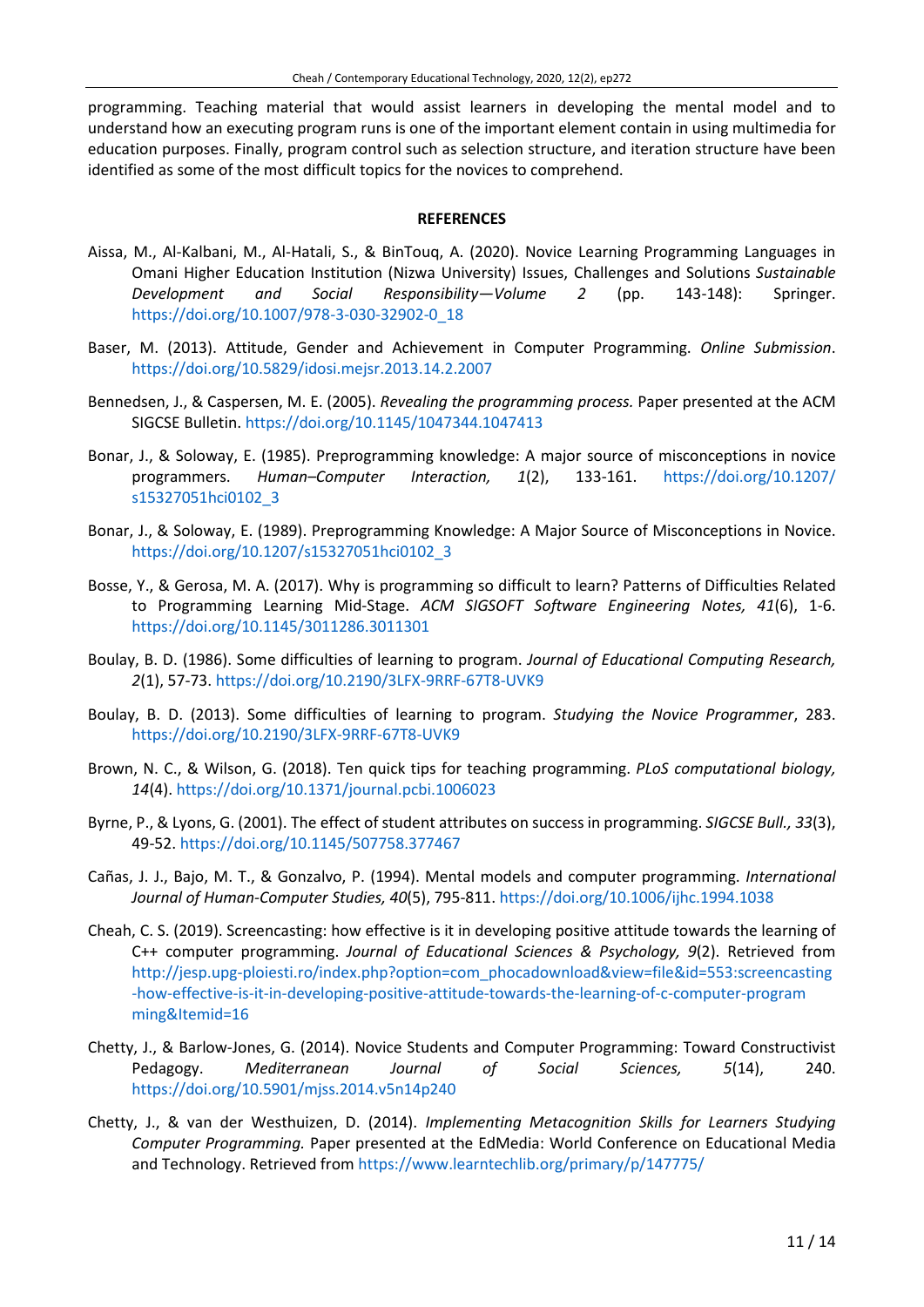programming. Teaching material that would assist learners in developing the mental model and to understand how an executing program runs is one of the important element contain in using multimedia for education purposes. Finally, program control such as selection structure, and iteration structure have been identified as some of the most difficult topics for the novices to comprehend.

## REFERENCES

Aissa, M., Al-Kalbani, M., Al-Hatali, S., & BinTouq, A. (2020). Novice Learning Programming Languages in Omani Higher Education Institution (Nizwa University) Issues, Challenges and Solutions *Sustainable Development and Social Responsibility—Volume 2* (pp. 143-148): Springer. https://doi.org/10.1007/978-3-030-32902-0_18

Baser, M. (2013). Attitude, Gender and Achievement in Computer Programming. *Online Submission*. https://doi.org/10.5829/idosi.mejsr.2013.14.2.2007

Bennedsen, J., & Caspersen, M. E. (2005). *Revealing the programming process.* Paper presented at the ACM SIGCSE Bulletin. https://doi.org/10.1145/1047344.1047413

Bonar, J., & Soloway, E. (1985). Preprogramming knowledge: A major source of misconceptions in novice programmers. *Human–Computer Interaction, 1*(2), 133-161. https://doi.org/10.1207/s15327051hci0102_3

Bonar, J., & Soloway, E. (1989). Preprogramming Knowledge: A Major Source of Misconceptions in Novice. https://doi.org/10.1207/s15327051hci0102_3

Bosse, Y., & Gerosa, M. A. (2017). Why is programming so difficult to learn? Patterns of Difficulties Related to Programming Learning Mid-Stage. *ACM SIGSOFT Software Engineering Notes, 41*(6), 1-6. https://doi.org/10.1145/3011286.3011301

Boulay, B. D. (1986). Some difficulties of learning to program. *Journal of Educational Computing Research, 2*(1), 57-73. https://doi.org/10.2190/3LFX-9RRF-67T8-UVK9

Boulay, B. D. (2013). Some difficulties of learning to program. *Studying the Novice Programmer*, 283. https://doi.org/10.2190/3LFX-9RRF-67T8-UVK9

Brown, N. C., & Wilson, G. (2018). Ten quick tips for teaching programming. *PLoS computational biology, 14*(4). https://doi.org/10.1371/journal.pcbi.1006023

Byrne, P., & Lyons, G. (2001). The effect of student attributes on success in programming. *SIGCSE Bull., 33*(3), 49-52. https://doi.org/10.1145/507758.377467

Cañas, J. J., Bajo, M. T., & Gonzalvo, P. (1994). Mental models and computer programming. *International Journal of Human-Computer Studies, 40*(5), 795-811. https://doi.org/10.1006/ijhc.1994.1038

Cheah, C. S. (2019). Screencasting: how effective is it in developing positive attitude towards the learning of C++ computer programming. *Journal of Educational Sciences & Psychology, 9*(2). Retrieved from http://jesp.upg-ploiesti.ro/index.php?option=com_phocadownload&view=file&id=553:screencasting-how-effective-is-it-in-developing-positive-attitude-towards-the-learning-of-c-computer-programming&Itemid=16

Chetty, J., & Barlow-Jones, G. (2014). Novice Students and Computer Programming: Toward Constructivist Pedagogy. *Mediterranean Journal of Social Sciences, 5*(14), 240. https://doi.org/10.5901/mjss.2014.v5n14p240

Chetty, J., & van der Westhuizen, D. (2014). *Implementing Metacognition Skills for Learners Studying Computer Programming.* Paper presented at the EdMedia: World Conference on Educational Media and Technology. Retrieved from https://www.learntechlib.org/primary/p/147775/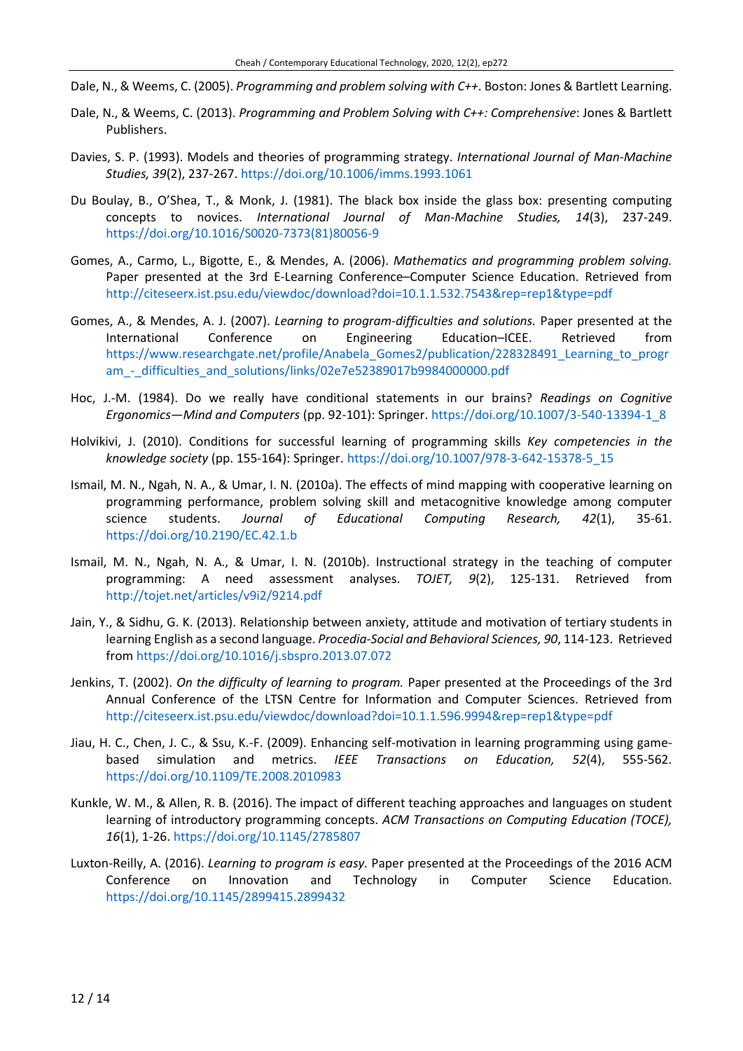Dale, N., & Weems, C. (2005). *Programming and problem solving with C++*. Boston: Jones & Bartlett Learning.

Dale, N., & Weems, C. (2013). *Programming and Problem Solving with C++: Comprehensive*: Jones & Bartlett Publishers.

Davies, S. P. (1993). Models and theories of programming strategy. *International Journal of Man-Machine Studies, 39*(2), 237-267. https://doi.org/10.1006/imms.1993.1061

Du Boulay, B., O'Shea, T., & Monk, J. (1981). The black box inside the glass box: presenting computing concepts to novices. *International Journal of Man-Machine Studies, 14*(3), 237-249. https://doi.org/10.1016/S0020-7373(81)80056-9

Gomes, A., Carmo, L., Bigotte, E., & Mendes, A. (2006). *Mathematics and programming problem solving.* Paper presented at the 3rd E-Learning Conference–Computer Science Education. Retrieved from http://citeseerx.ist.psu.edu/viewdoc/download?doi=10.1.1.532.7543&rep=rep1&type=pdf

Gomes, A., & Mendes, A. J. (2007). *Learning to program-difficulties and solutions.* Paper presented at the International Conference on Engineering Education–ICEE. Retrieved from https://www.researchgate.net/profile/Anabela_Gomes2/publication/228328491_Learning_to_program_-_difficulties_and_solutions/links/02e7e52389017b9984000000.pdf

Hoc, J.-M. (1984). Do we really have conditional statements in our brains? *Readings on Cognitive Ergonomics—Mind and Computers* (pp. 92-101): Springer. https://doi.org/10.1007/3-540-13394-1_8

Holvikivi, J. (2010). Conditions for successful learning of programming skills *Key competencies in the knowledge society* (pp. 155-164): Springer. https://doi.org/10.1007/978-3-642-15378-5_15

Ismail, M. N., Ngah, N. A., & Umar, I. N. (2010a). The effects of mind mapping with cooperative learning on programming performance, problem solving skill and metacognitive knowledge among computer science students. *Journal of Educational Computing Research, 42*(1), 35-61. https://doi.org/10.2190/EC.42.1.b

Ismail, M. N., Ngah, N. A., & Umar, I. N. (2010b). Instructional strategy in the teaching of computer programming: A need assessment analyses. *TOJET, 9*(2), 125-131. Retrieved from http://tojet.net/articles/v9i2/9214.pdf

Jain, Y., & Sidhu, G. K. (2013). Relationship between anxiety, attitude and motivation of tertiary students in learning English as a second language. *Procedia-Social and Behavioral Sciences, 90*, 114-123. Retrieved from https://doi.org/10.1016/j.sbspro.2013.07.072

Jenkins, T. (2002). *On the difficulty of learning to program.* Paper presented at the Proceedings of the 3rd Annual Conference of the LTSN Centre for Information and Computer Sciences. Retrieved from http://citeseerx.ist.psu.edu/viewdoc/download?doi=10.1.1.596.9994&rep=rep1&type=pdf

Jiau, H. C., Chen, J. C., & Ssu, K.-F. (2009). Enhancing self-motivation in learning programming using game-based simulation and metrics. *IEEE Transactions on Education, 52*(4), 555-562. https://doi.org/10.1109/TE.2008.2010983

Kunkle, W. M., & Allen, R. B. (2016). The impact of different teaching approaches and languages on student learning of introductory programming concepts. *ACM Transactions on Computing Education (TOCE), 16*(1), 1-26. https://doi.org/10.1145/2785807

Luxton-Reilly, A. (2016). *Learning to program is easy.* Paper presented at the Proceedings of the 2016 ACM Conference on Innovation and Technology in Computer Science Education. https://doi.org/10.1145/2899415.2899432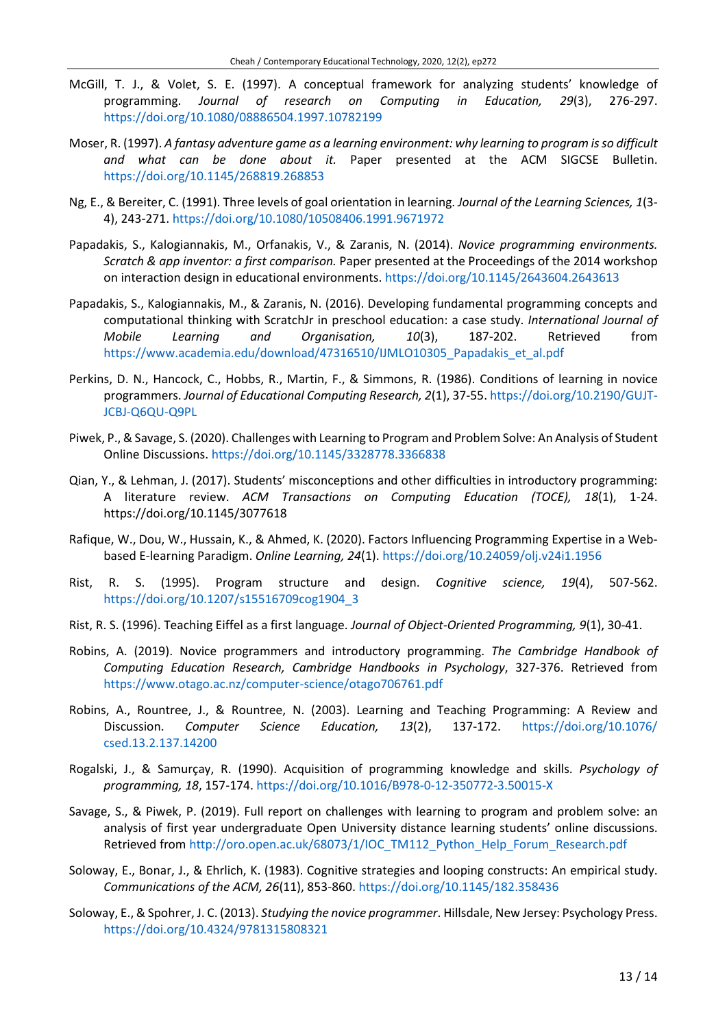McGill, T. J., & Volet, S. E. (1997). A conceptual framework for analyzing students' knowledge of programming. *Journal of research on Computing in Education, 29*(3), 276-297. https://doi.org/10.1080/08886504.1997.10782199

Moser, R. (1997). *A fantasy adventure game as a learning environment: why learning to program is so difficult and what can be done about it.* Paper presented at the ACM SIGCSE Bulletin. https://doi.org/10.1145/268819.268853

Ng, E., & Bereiter, C. (1991). Three levels of goal orientation in learning. *Journal of the Learning Sciences, 1*(3-4), 243-271. https://doi.org/10.1080/10508406.1991.9671972

Papadakis, S., Kalogiannakis, M., Orfanakis, V., & Zaranis, N. (2014). *Novice programming environments. Scratch & app inventor: a first comparison.* Paper presented at the Proceedings of the 2014 workshop on interaction design in educational environments. https://doi.org/10.1145/2643604.2643613

Papadakis, S., Kalogiannakis, M., & Zaranis, N. (2016). Developing fundamental programming concepts and computational thinking with ScratchJr in preschool education: a case study. *International Journal of Mobile Learning and Organisation, 10*(3), 187-202. Retrieved from https://www.academia.edu/download/47316510/IJMLO10305_Papadakis_et_al.pdf

Perkins, D. N., Hancock, C., Hobbs, R., Martin, F., & Simmons, R. (1986). Conditions of learning in novice programmers. *Journal of Educational Computing Research, 2*(1), 37-55. https://doi.org/10.2190/GUJT-JCBJ-Q6QU-Q9PL

Piwek, P., & Savage, S. (2020). Challenges with Learning to Program and Problem Solve: An Analysis of Student Online Discussions. https://doi.org/10.1145/3328778.3366838

Qian, Y., & Lehman, J. (2017). Students' misconceptions and other difficulties in introductory programming: A literature review. *ACM Transactions on Computing Education (TOCE), 18*(1), 1-24. https://doi.org/10.1145/3077618

Rafique, W., Dou, W., Hussain, K., & Ahmed, K. (2020). Factors Influencing Programming Expertise in a Web-based E-learning Paradigm. *Online Learning, 24*(1). https://doi.org/10.24059/olj.v24i1.1956

Rist, R. S. (1995). Program structure and design. *Cognitive science, 19*(4), 507-562. https://doi.org/10.1207/s15516709cog1904_3

Rist, R. S. (1996). Teaching Eiffel as a first language. *Journal of Object-Oriented Programming, 9*(1), 30-41.

Robins, A. (2019). Novice programmers and introductory programming. *The Cambridge Handbook of Computing Education Research, Cambridge Handbooks in Psychology*, 327-376. Retrieved from https://www.otago.ac.nz/computer-science/otago706761.pdf

Robins, A., Rountree, J., & Rountree, N. (2003). Learning and Teaching Programming: A Review and Discussion. *Computer Science Education, 13*(2), 137-172. https://doi.org/10.1076/csed.13.2.137.14200

Rogalski, J., & Samurçay, R. (1990). Acquisition of programming knowledge and skills. *Psychology of programming, 18*, 157-174. https://doi.org/10.1016/B978-0-12-350772-3.50015-X

Savage, S., & Piwek, P. (2019). Full report on challenges with learning to program and problem solve: an analysis of first year undergraduate Open University distance learning students' online discussions. Retrieved from http://oro.open.ac.uk/68073/1/IOC_TM112_Python_Help_Forum_Research.pdf

Soloway, E., Bonar, J., & Ehrlich, K. (1983). Cognitive strategies and looping constructs: An empirical study. *Communications of the ACM, 26*(11), 853-860. https://doi.org/10.1145/182.358436

Soloway, E., & Spohrer, J. C. (2013). *Studying the novice programmer*. Hillsdale, New Jersey: Psychology Press. https://doi.org/10.4324/9781315808321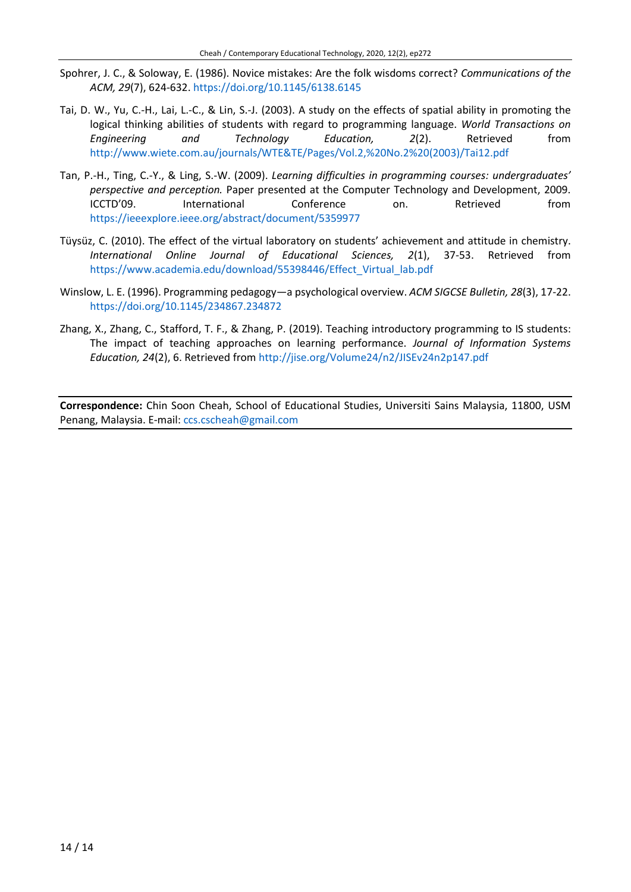Spohrer, J. C., & Soloway, E. (1986). Novice mistakes: Are the folk wisdoms correct? *Communications of the ACM, 29*(7), 624-632. https://doi.org/10.1145/6138.6145

Tai, D. W., Yu, C.-H., Lai, L.-C., & Lin, S.-J. (2003). A study on the effects of spatial ability in promoting the logical thinking abilities of students with regard to programming language. *World Transactions on Engineering and Technology Education, 2*(2). Retrieved from http://www.wiete.com.au/journals/WTE&TE/Pages/Vol.2,%20No.2%20(2003)/Tai12.pdf

Tan, P.-H., Ting, C.-Y., & Ling, S.-W. (2009). *Learning difficulties in programming courses: undergraduates' perspective and perception.* Paper presented at the Computer Technology and Development, 2009. ICCTD'09. International Conference on. Retrieved from https://ieeexplore.ieee.org/abstract/document/5359977

Tüysüz, C. (2010). The effect of the virtual laboratory on students' achievement and attitude in chemistry. *International Online Journal of Educational Sciences, 2*(1), 37-53. Retrieved from https://www.academia.edu/download/55398446/Effect_Virtual_lab.pdf

Winslow, L. E. (1996). Programming pedagogy—a psychological overview. *ACM SIGCSE Bulletin, 28*(3), 17-22. https://doi.org/10.1145/234867.234872

Zhang, X., Zhang, C., Stafford, T. F., & Zhang, P. (2019). Teaching introductory programming to IS students: The impact of teaching approaches on learning performance. *Journal of Information Systems Education, 24*(2), 6. Retrieved from http://jise.org/Volume24/n2/JISEv24n2p147.pdf

---

**Correspondence:** Chin Soon Cheah, School of Educational Studies, Universiti Sains Malaysia, 11800, USM Penang, Malaysia. E-mail: ccs.cscheah@gmail.com